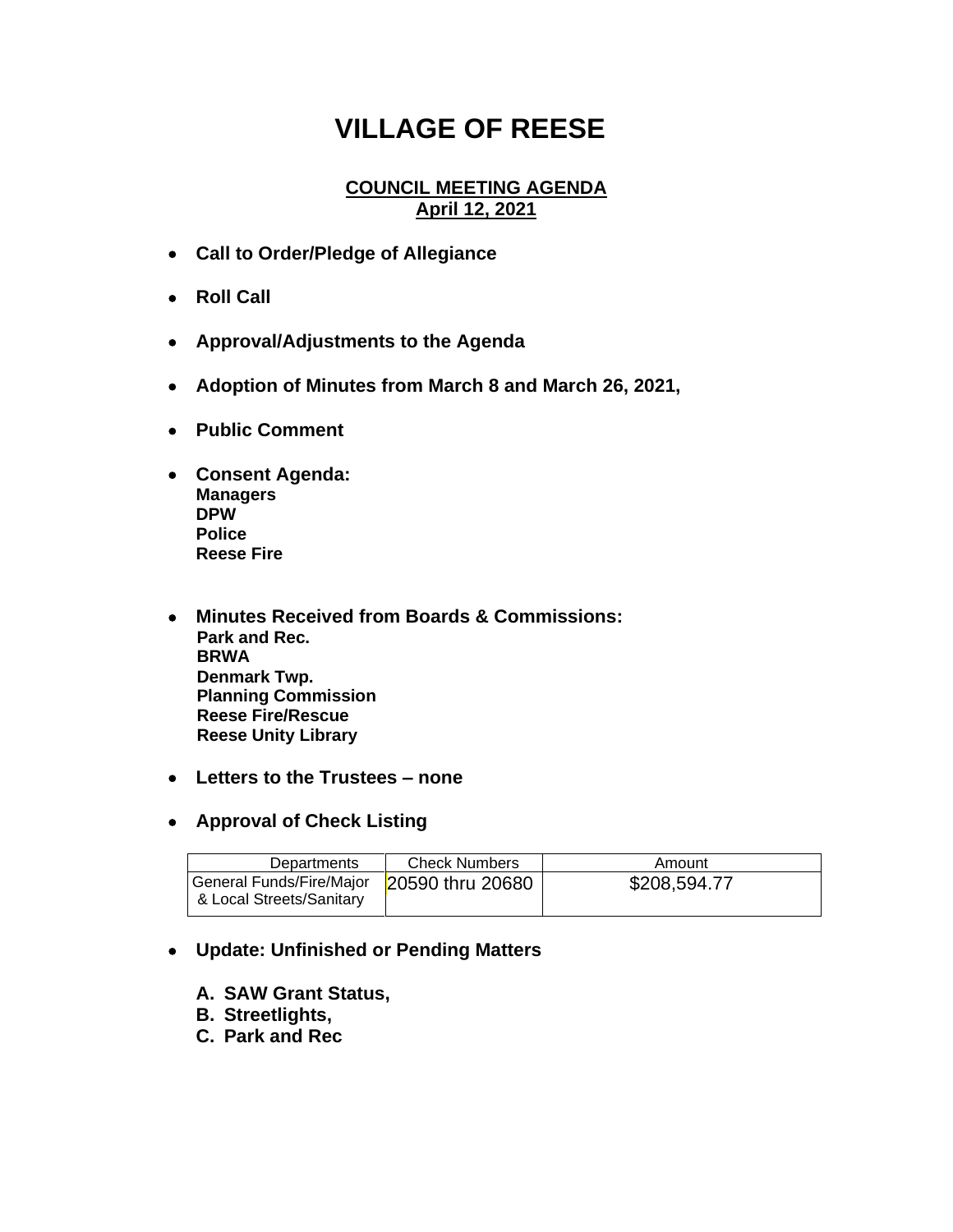# VILLAGE OF REESE

## COUNCIL MEETING AGENDA
## April 12, 2021

- **Call to Order/Pledge of Allegiance**
- **Roll Call**
- **Approval/Adjustments to the Agenda**
- **Adoption of Minutes from March 8 and March 26, 2021,**
- **Public Comment**
- **Consent Agenda:**
  **Managers**
  **DPW**
  **Police**
  **Reese Fire**
- **Minutes Received from Boards & Commissions:**
  **Park and Rec.**
  **BRWA**
  **Denmark Twp.**
  **Planning Commission**
  **Reese Fire/Rescue**
  **Reese Unity Library**
- **Letters to the Trustees – none**
- **Approval of Check Listing**

| Departments | Check Numbers | Amount |
|---|---|---|
| General Funds/Fire/Major & Local Streets/Sanitary | 20590 thru 20680 | $208,594.77 |

- **Update: Unfinished or Pending Matters**

  **A. SAW Grant Status,**
  **B. Streetlights,**
  **C. Park and Rec**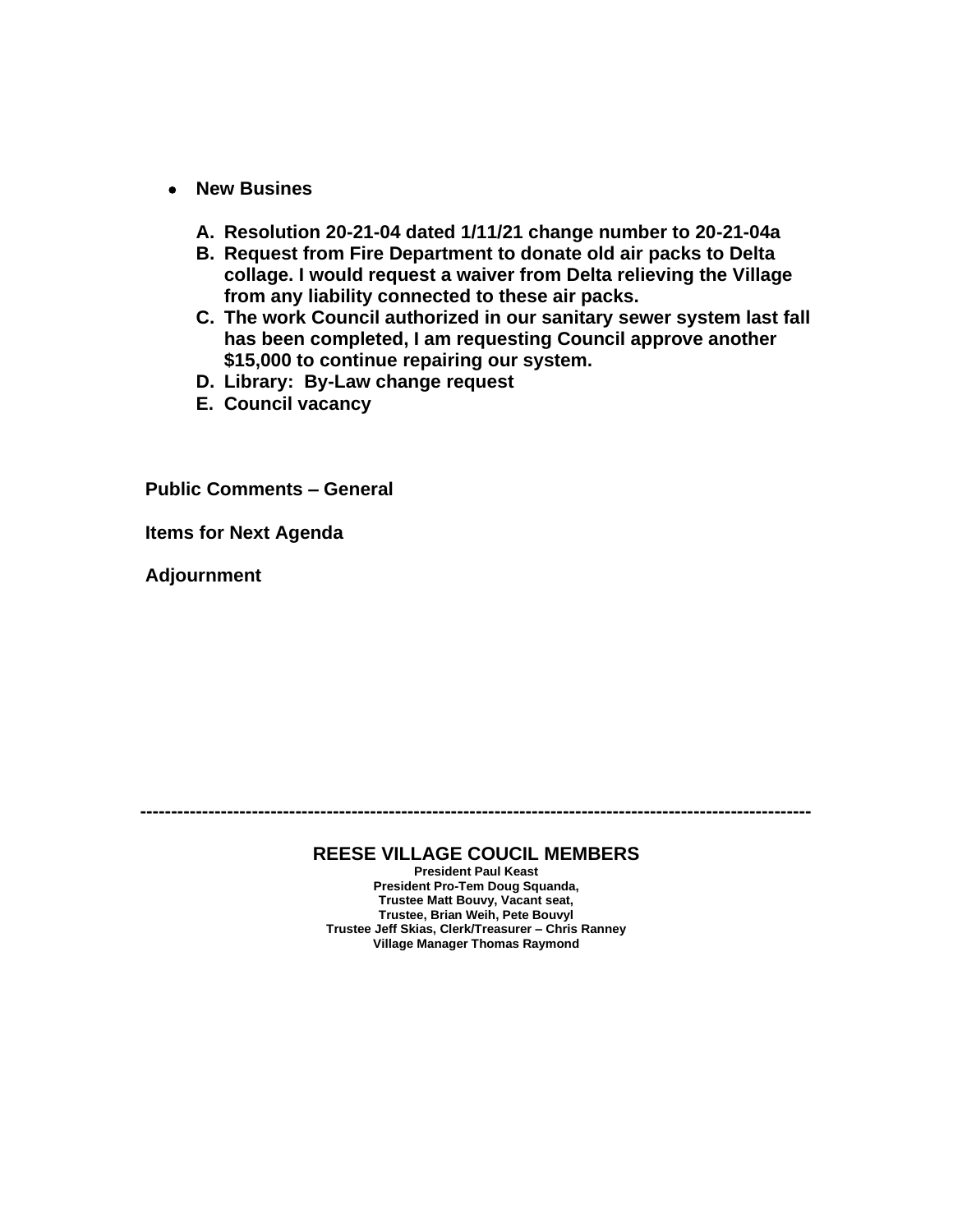- **New Busines**

  A. **Resolution 20-21-04 dated 1/11/21 change number to 20-21-04a**
  B. **Request from Fire Department to donate old air packs to Delta collage. I would request a waiver from Delta relieving the Village from any liability connected to these air packs.**
  C. **The work Council authorized in our sanitary sewer system last fall has been completed, I am requesting Council approve another $15,000 to continue repairing our system.**
  D. **Library: By-Law change request**
  E. **Council vacancy**

**Public Comments – General**

**Items for Next Agenda**

**Adjournment**

---

**REESE VILLAGE COUCIL MEMBERS**

**President Paul Keast**
**President Pro-Tem Doug Squanda,**
**Trustee Matt Bouvy, Vacant seat,**
**Trustee, Brian Weih, Pete Bouvyl**
**Trustee Jeff Skias, Clerk/Treasurer – Chris Ranney**
**Village Manager Thomas Raymond**